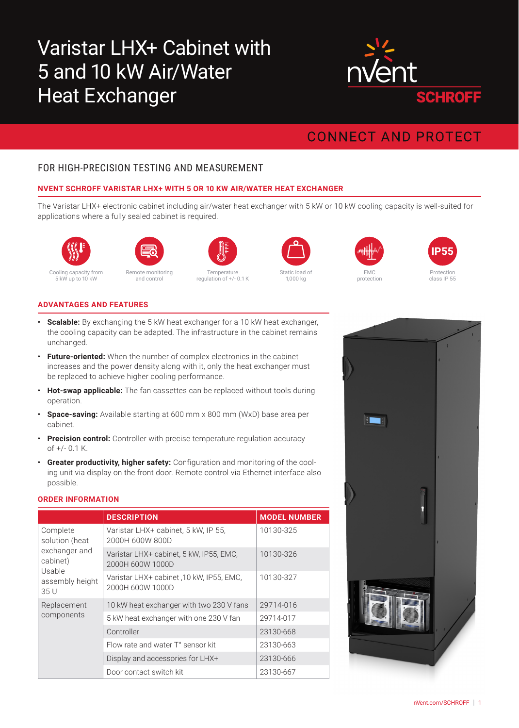# Varistar LHX+ Cabinet with 5 and 10 kW Air/Water Heat Exchanger

nVent SCHROFF

CONNECT AND PROTECT

## FOR HIGH-PRECISION TESTING AND MEASUREMENT

### NVENT SCHROFF VARISTAR LHX+ WITH 5 OR 10 KW AIR/WATER HEAT EXCHANGER

The Varistar LHX+ electronic cabinet including air/water heat exchanger with 5 kW or 10 kW cooling capacity is well-suited for applications where a fully sealed cabinet is required.

- Cooling capacity from 5 kW up to 10 kW
- Remote monitoring and control
- Temperature regulation of +/- 0.1 K
- Static load of 1,000 kg
- EMC protection
- IP55 Protection class IP 55

### ADVANTAGES AND FEATURES

- **Scalable:** By exchanging the 5 kW heat exchanger for a 10 kW heat exchanger, the cooling capacity can be adapted. The infrastructure in the cabinet remains unchanged.
- **Future-oriented:** When the number of complex electronics in the cabinet increases and the power density along with it, only the heat exchanger must be replaced to achieve higher cooling performance.
- **Hot-swap applicable:** The fan cassettes can be replaced without tools during operation.
- **Space-saving:** Available starting at 600 mm x 800 mm (WxD) base area per cabinet.
- **Precision control:** Controller with precise temperature regulation accuracy of +/- 0.1 K.
- **Greater productivity, higher safety:** Configuration and monitoring of the cooling unit via display on the front door. Remote control via Ethernet interface also possible.

### ORDER INFORMATION

| | DESCRIPTION | MODEL NUMBER |
|---|---|---|
| Complete solution (heat exchanger and cabinet) Usable assembly height 35 U | Varistar LHX+ cabinet, 5 kW, IP 55, 2000H 600W 800D | 10130-325 |
| | Varistar LHX+ cabinet, 5 kW, IP55, EMC, 2000H 600W 1000D | 10130-326 |
| | Varistar LHX+ cabinet ,10 kW, IP55, EMC, 2000H 600W 1000D | 10130-327 |
| Replacement components | 10 kW heat exchanger with two 230 V fans | 29714-016 |
| | 5 kW heat exchanger with one 230 V fan | 29714-017 |
| | Controller | 23130-668 |
| | Flow rate and water T° sensor kit | 23130-663 |
| | Display and accessories for LHX+ | 23130-666 |
| | Door contact switch kit | 23130-667 |

nVent.com/SCHROFF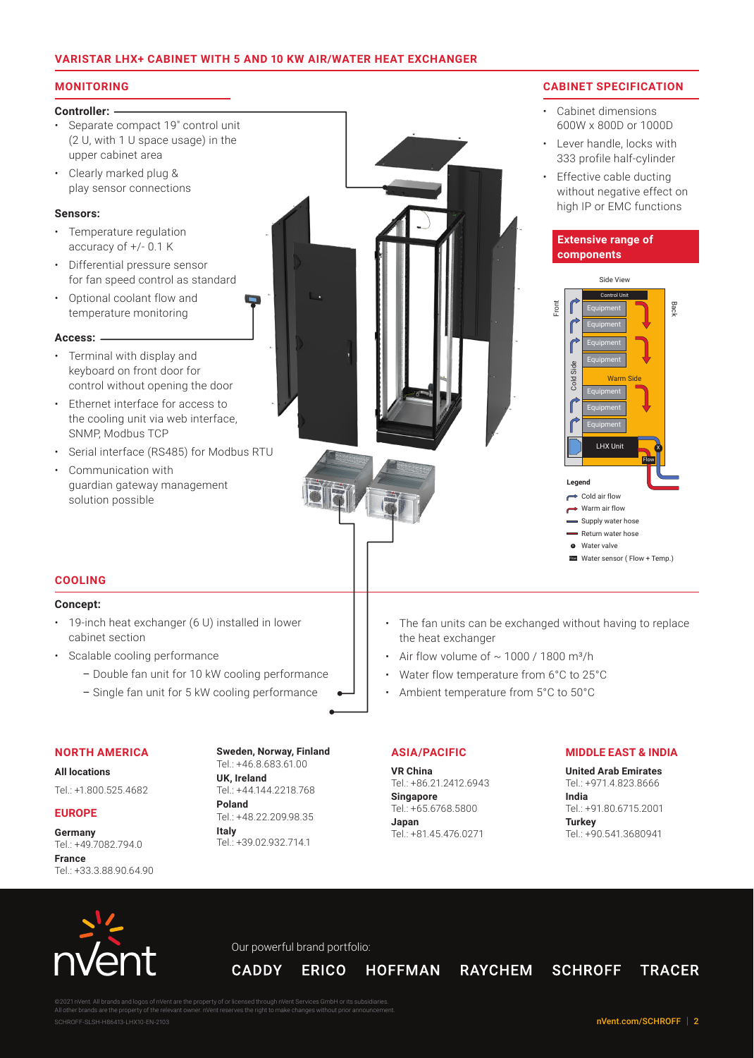# VARISTAR LHX+ CABINET WITH 5 AND 10 KW AIR/WATER HEAT EXCHANGER

## MONITORING

**Controller:**

- Separate compact 19" control unit (2 U, with 1 U space usage) in the upper cabinet area
- Clearly marked plug & play sensor connections

**Sensors:**

- Temperature regulation accuracy of +/- 0.1 K
- Differential pressure sensor for fan speed control as standard
- Optional coolant flow and temperature monitoring

**Access:**

- Terminal with display and keyboard on front door for control without opening the door
- Ethernet interface for access to the cooling unit via web interface, SNMP, Modbus TCP
- Serial interface (RS485) for Modbus RTU
- Communication with guardian gateway management solution possible

## CABINET SPECIFICATION

- Cabinet dimensions 600W x 800D or 1000D
- Lever handle, locks with 333 profile half-cylinder
- Effective cable ducting without negative effect on high IP or EMC functions

**Extensive range of components**

Side View

Front

Back

Control Unit

Equipment

Equipment

Equipment

Equipment

Cold Side

Warm Side

Equipment

Equipment

Equipment

LHX Unit

Flow

Legend

Cold air flow

Warm air flow

Supply water hose

Return water hose

Water valve

Water sensor ( Flow + Temp.)

## COOLING

**Concept:**

- 19-inch heat exchanger (6 U) installed in lower cabinet section
- Scalable cooling performance
  - Double fan unit for 10 kW cooling performance
  - Single fan unit for 5 kW cooling performance
- The fan units can be exchanged without having to replace the heat exchanger
- Air flow volume of ~ 1000 / 1800 m³/h
- Water flow temperature from 6°C to 25°C
- Ambient temperature from 5°C to 50°C

## NORTH AMERICA

**All locations**
Tel.: +1.800.525.4682

## EUROPE

**Germany**
Tel.: +49.7082.794.0

**France**
Tel.: +33.3.88.90.64.90

**Sweden, Norway, Finland**
Tel.: +46.8.683.61.00

**UK, Ireland**
Tel.: +44.144.2218.768

**Poland**
Tel.: +48.22.209.98.35

**Italy**
Tel.: +39.02.932.714.1

## ASIA/PACIFIC

**VR China**
Tel.: +86.21.2412.6943

**Singapore**
Tel.: +65.6768.5800

**Japan**
Tel.: +81.45.476.0271

## MIDDLE EAST & INDIA

**United Arab Emirates**
Tel.: +971.4.823.8666

**India**
Tel.: +91.80.6715.2001

**Turkey**
Tel.: +90.541.3680941

nVent

Our powerful brand portfolio:

CADDY ERICO HOFFMAN RAYCHEM SCHROFF TRACER

©2021 nVent. All brands and logos of nVent are the property of or licensed through nVent Services GmbH or its subsidiaries. All other brands are the property of the relevant owner. nVent reserves the right to make changes without prior announcement.

SCHROFF-SLSH-H86413-LHX10-EN-2103

nVent.com/SCHROFF